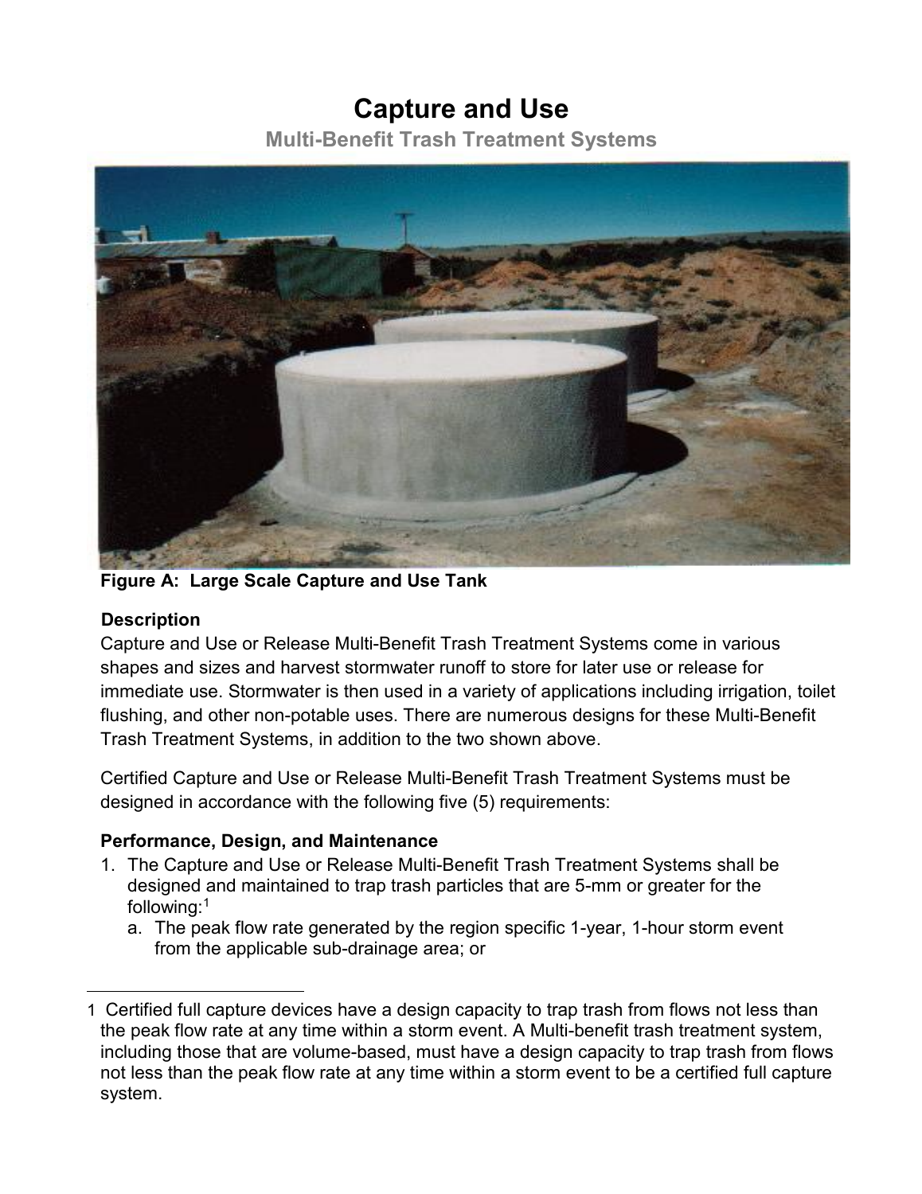# Capture and Use

## Multi-Benefit Trash Treatment Systems

**Figure A: Large Scale Capture and Use Tank**

### Description

Capture and Use or Release Multi-Benefit Trash Treatment Systems come in various shapes and sizes and harvest stormwater runoff to store for later use or release for immediate use. Stormwater is then used in a variety of applications including irrigation, toilet flushing, and other non-potable uses. There are numerous designs for these Multi-Benefit Trash Treatment Systems, in addition to the two shown above.

Certified Capture and Use or Release Multi-Benefit Trash Treatment Systems must be designed in accordance with the following five (5) requirements:

### Performance, Design, and Maintenance

1. The Capture and Use or Release Multi-Benefit Trash Treatment Systems shall be designed and maintained to trap trash particles that are 5-mm or greater for the following:[1]
   a. The peak flow rate generated by the region specific 1-year, 1-hour storm event from the applicable sub-drainage area; or

---

1 Certified full capture devices have a design capacity to trap trash from flows not less than the peak flow rate at any time within a storm event. A Multi-benefit trash treatment system, including those that are volume-based, must have a design capacity to trap trash from flows not less than the peak flow rate at any time within a storm event to be a certified full capture system.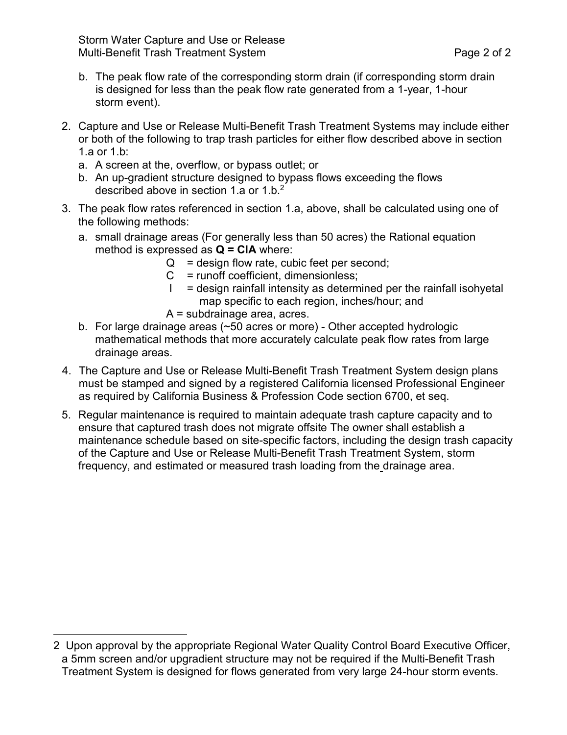b. The peak flow rate of the corresponding storm drain (if corresponding storm drain is designed for less than the peak flow rate generated from a 1-year, 1-hour storm event).

2. Capture and Use or Release Multi-Benefit Trash Treatment Systems may include either or both of the following to trap trash particles for either flow described above in section 1.a or 1.b:
   a. A screen at the, overflow, or bypass outlet; or
   b. An up-gradient structure designed to bypass flows exceeding the flows described above in section 1.a or 1.b.[2]

3. The peak flow rates referenced in section 1.a, above, shall be calculated using one of the following methods:
   a. small drainage areas (For generally less than 50 acres) the Rational equation method is expressed as **Q = CIA** where:
      - Q = design flow rate, cubic feet per second;
      - C = runoff coefficient, dimensionless;
      - I = design rainfall intensity as determined per the rainfall isohyetal map specific to each region, inches/hour; and
      - A = subdrainage area, acres.
   b. For large drainage areas (~50 acres or more) - Other accepted hydrologic mathematical methods that more accurately calculate peak flow rates from large drainage areas.

4. The Capture and Use or Release Multi-Benefit Trash Treatment System design plans must be stamped and signed by a registered California licensed Professional Engineer as required by California Business & Profession Code section 6700, et seq.

5. Regular maintenance is required to maintain adequate trash capture capacity and to ensure that captured trash does not migrate offsite The owner shall establish a maintenance schedule based on site-specific factors, including the design trash capacity of the Capture and Use or Release Multi-Benefit Trash Treatment System, storm frequency, and estimated or measured trash loading from the drainage area.

---

2 Upon approval by the appropriate Regional Water Quality Control Board Executive Officer, a 5mm screen and/or upgradient structure may not be required if the Multi-Benefit Trash Treatment System is designed for flows generated from very large 24-hour storm events.